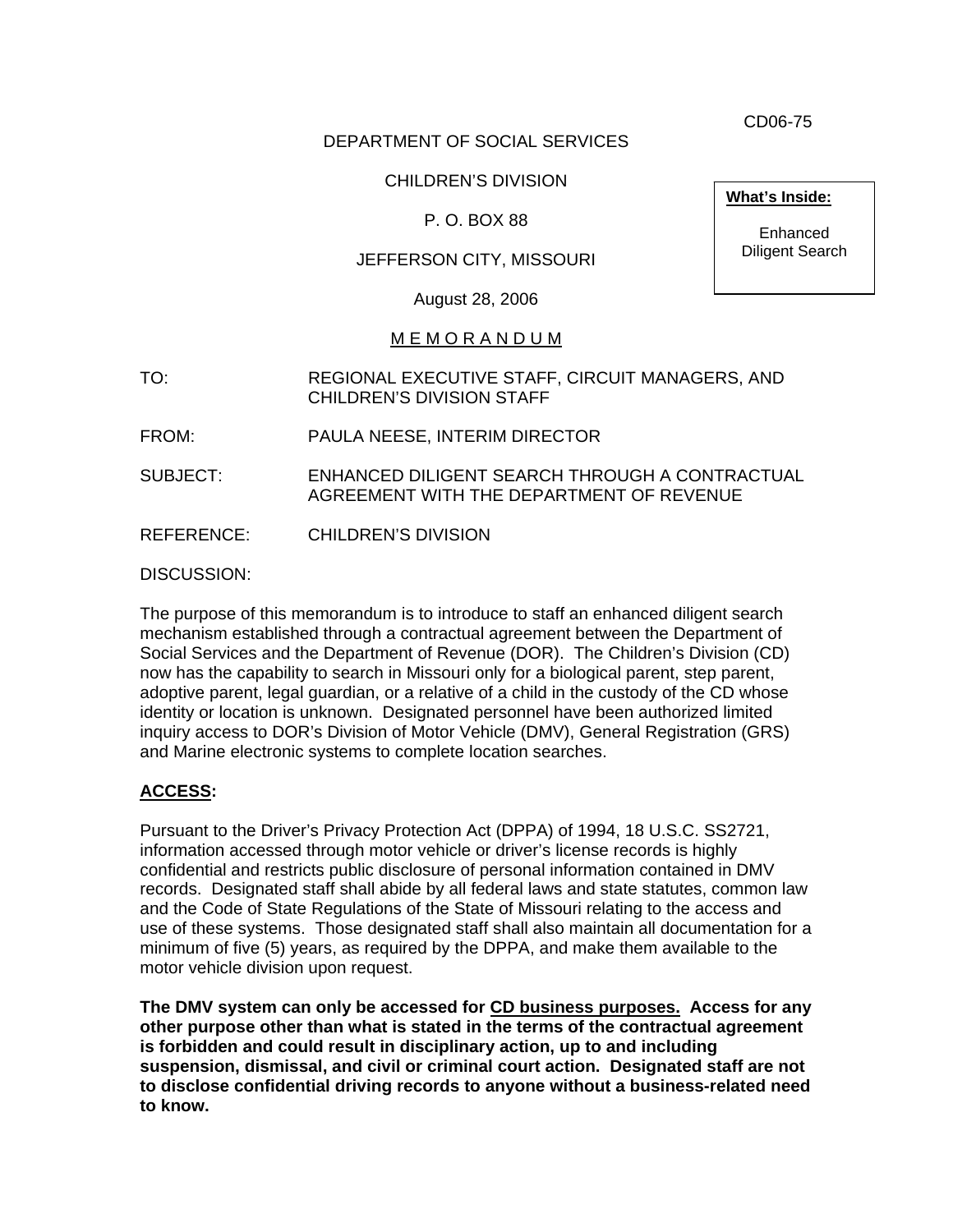CD06-75

DEPARTMENT OF SOCIAL SERVICES

CHILDREN'S DIVISION

P. O. BOX 88

JEFFERSON CITY, MISSOURI

August 28, 2006

**What's Inside:**

Enhanced Diligent Search

M E M O R A N D U M

TO: REGIONAL EXECUTIVE STAFF, CIRCUIT MANAGERS, AND CHILDREN'S DIVISION STAFF

FROM: PAULA NEESE, INTERIM DIRECTOR

SUBJECT: ENHANCED DILIGENT SEARCH THROUGH A CONTRACTUAL AGREEMENT WITH THE DEPARTMENT OF REVENUE

REFERENCE: CHILDREN'S DIVISION

DISCUSSION:

The purpose of this memorandum is to introduce to staff an enhanced diligent search mechanism established through a contractual agreement between the Department of Social Services and the Department of Revenue (DOR). The Children's Division (CD) now has the capability to search in Missouri only for a biological parent, step parent, adoptive parent, legal guardian, or a relative of a child in the custody of the CD whose identity or location is unknown. Designated personnel have been authorized limited inquiry access to DOR's Division of Motor Vehicle (DMV), General Registration (GRS) and Marine electronic systems to complete location searches.

**ACCESS:**

Pursuant to the Driver's Privacy Protection Act (DPPA) of 1994, 18 U.S.C. SS2721, information accessed through motor vehicle or driver's license records is highly confidential and restricts public disclosure of personal information contained in DMV records. Designated staff shall abide by all federal laws and state statutes, common law and the Code of State Regulations of the State of Missouri relating to the access and use of these systems. Those designated staff shall also maintain all documentation for a minimum of five (5) years, as required by the DPPA, and make them available to the motor vehicle division upon request.

**The DMV system can only be accessed for CD business purposes. Access for any other purpose other than what is stated in the terms of the contractual agreement is forbidden and could result in disciplinary action, up to and including suspension, dismissal, and civil or criminal court action. Designated staff are not to disclose confidential driving records to anyone without a business-related need to know.**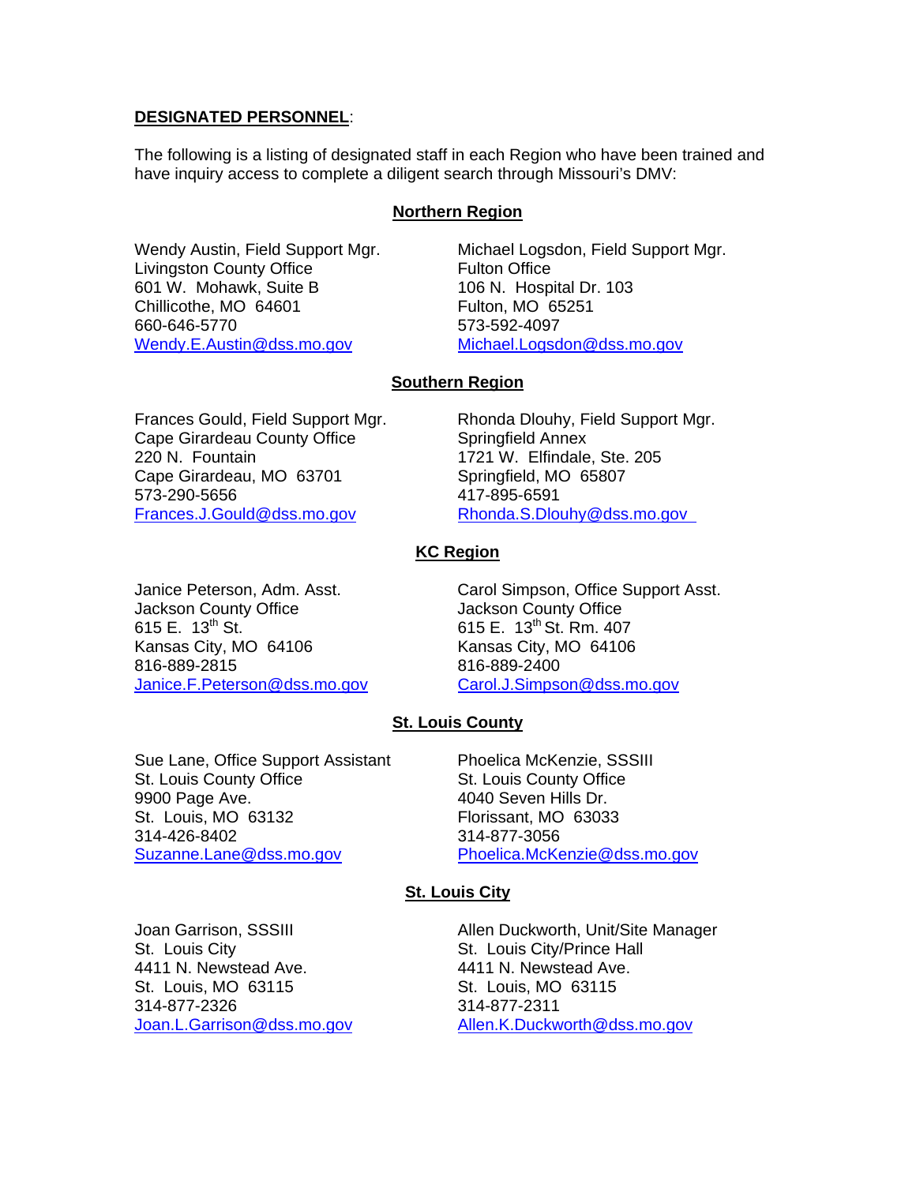**DESIGNATED PERSONNEL**:

The following is a listing of designated staff in each Region who have been trained and have inquiry access to complete a diligent search through Missouri's DMV:

**Northern Region**

Wendy Austin, Field Support Mgr.
Livingston County Office
601 W. Mohawk, Suite B
Chillicothe, MO 64601
660-646-5770
Wendy.E.Austin@dss.mo.gov

Michael Logsdon, Field Support Mgr.
Fulton Office
106 N. Hospital Dr. 103
Fulton, MO 65251
573-592-4097
Michael.Logsdon@dss.mo.gov

**Southern Region**

Frances Gould, Field Support Mgr.
Cape Girardeau County Office
220 N. Fountain
Cape Girardeau, MO 63701
573-290-5656
Frances.J.Gould@dss.mo.gov

Rhonda Dlouhy, Field Support Mgr.
Springfield Annex
1721 W. Elfindale, Ste. 205
Springfield, MO 65807
417-895-6591
Rhonda.S.Dlouhy@dss.mo.gov

**KC Region**

Janice Peterson, Adm. Asst.
Jackson County Office
615 E. 13th St.
Kansas City, MO 64106
816-889-2815
Janice.F.Peterson@dss.mo.gov

Carol Simpson, Office Support Asst.
Jackson County Office
615 E. 13th St. Rm. 407
Kansas City, MO 64106
816-889-2400
Carol.J.Simpson@dss.mo.gov

**St. Louis County**

Sue Lane, Office Support Assistant
St. Louis County Office
9900 Page Ave.
St. Louis, MO 63132
314-426-8402
Suzanne.Lane@dss.mo.gov

Phoelica McKenzie, SSSIII
St. Louis County Office
4040 Seven Hills Dr.
Florissant, MO 63033
314-877-3056
Phoelica.McKenzie@dss.mo.gov

**St. Louis City**

Joan Garrison, SSSIII
St. Louis City
4411 N. Newstead Ave.
St. Louis, MO 63115
314-877-2326
Joan.L.Garrison@dss.mo.gov

Allen Duckworth, Unit/Site Manager
St. Louis City/Prince Hall
4411 N. Newstead Ave.
St. Louis, MO 63115
314-877-2311
Allen.K.Duckworth@dss.mo.gov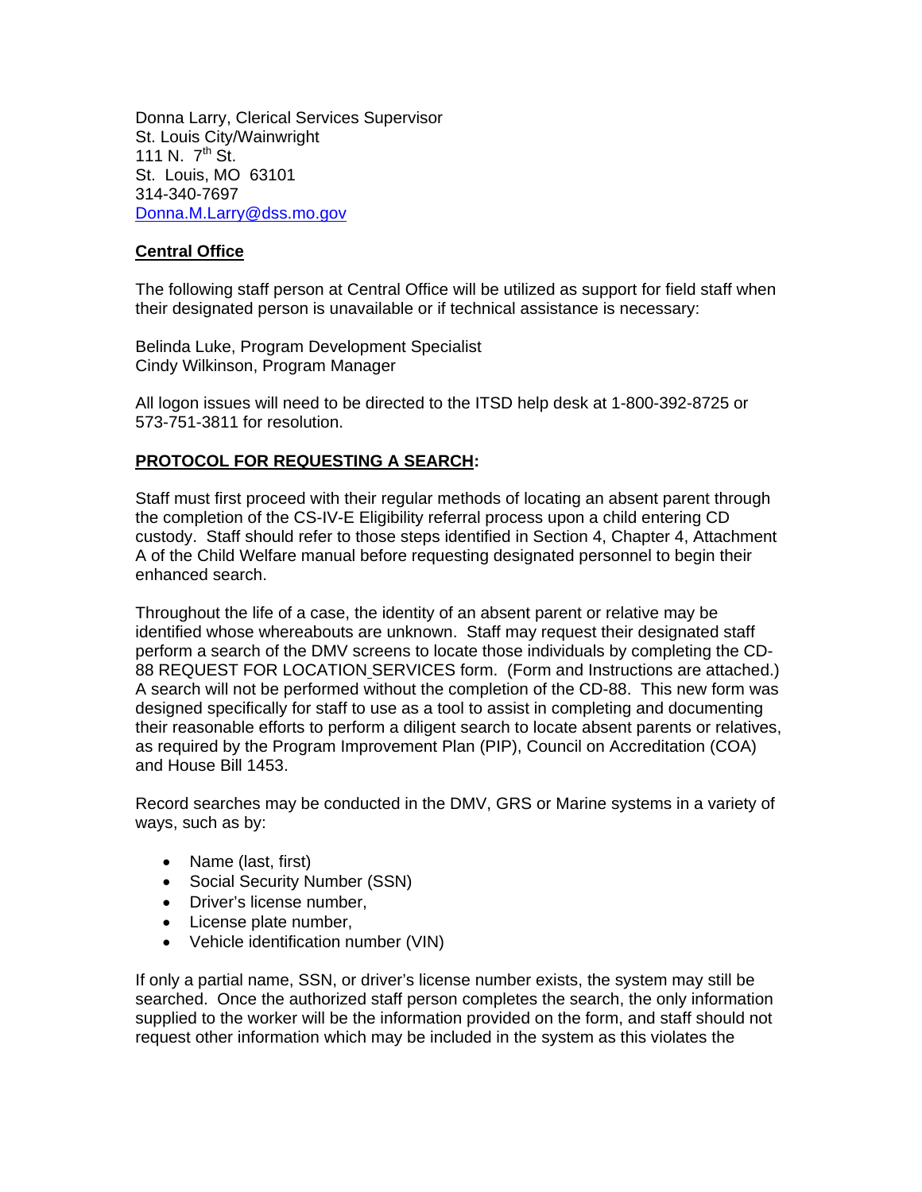Donna Larry, Clerical Services Supervisor
St. Louis City/Wainwright
111 N. 7th St.
St. Louis, MO 63101
314-340-7697
Donna.M.Larry@dss.mo.gov

**Central Office**

The following staff person at Central Office will be utilized as support for field staff when their designated person is unavailable or if technical assistance is necessary:

Belinda Luke, Program Development Specialist
Cindy Wilkinson, Program Manager

All logon issues will need to be directed to the ITSD help desk at 1-800-392-8725 or 573-751-3811 for resolution.

**PROTOCOL FOR REQUESTING A SEARCH:**

Staff must first proceed with their regular methods of locating an absent parent through the completion of the CS-IV-E Eligibility referral process upon a child entering CD custody. Staff should refer to those steps identified in Section 4, Chapter 4, Attachment A of the Child Welfare manual before requesting designated personnel to begin their enhanced search.

Throughout the life of a case, the identity of an absent parent or relative may be identified whose whereabouts are unknown. Staff may request their designated staff perform a search of the DMV screens to locate those individuals by completing the CD-88 REQUEST FOR LOCATION SERVICES form. (Form and Instructions are attached.) A search will not be performed without the completion of the CD-88. This new form was designed specifically for staff to use as a tool to assist in completing and documenting their reasonable efforts to perform a diligent search to locate absent parents or relatives, as required by the Program Improvement Plan (PIP), Council on Accreditation (COA) and House Bill 1453.

Record searches may be conducted in the DMV, GRS or Marine systems in a variety of ways, such as by:

- Name (last, first)
- Social Security Number (SSN)
- Driver's license number,
- License plate number,
- Vehicle identification number (VIN)

If only a partial name, SSN, or driver's license number exists, the system may still be searched. Once the authorized staff person completes the search, the only information supplied to the worker will be the information provided on the form, and staff should not request other information which may be included in the system as this violates the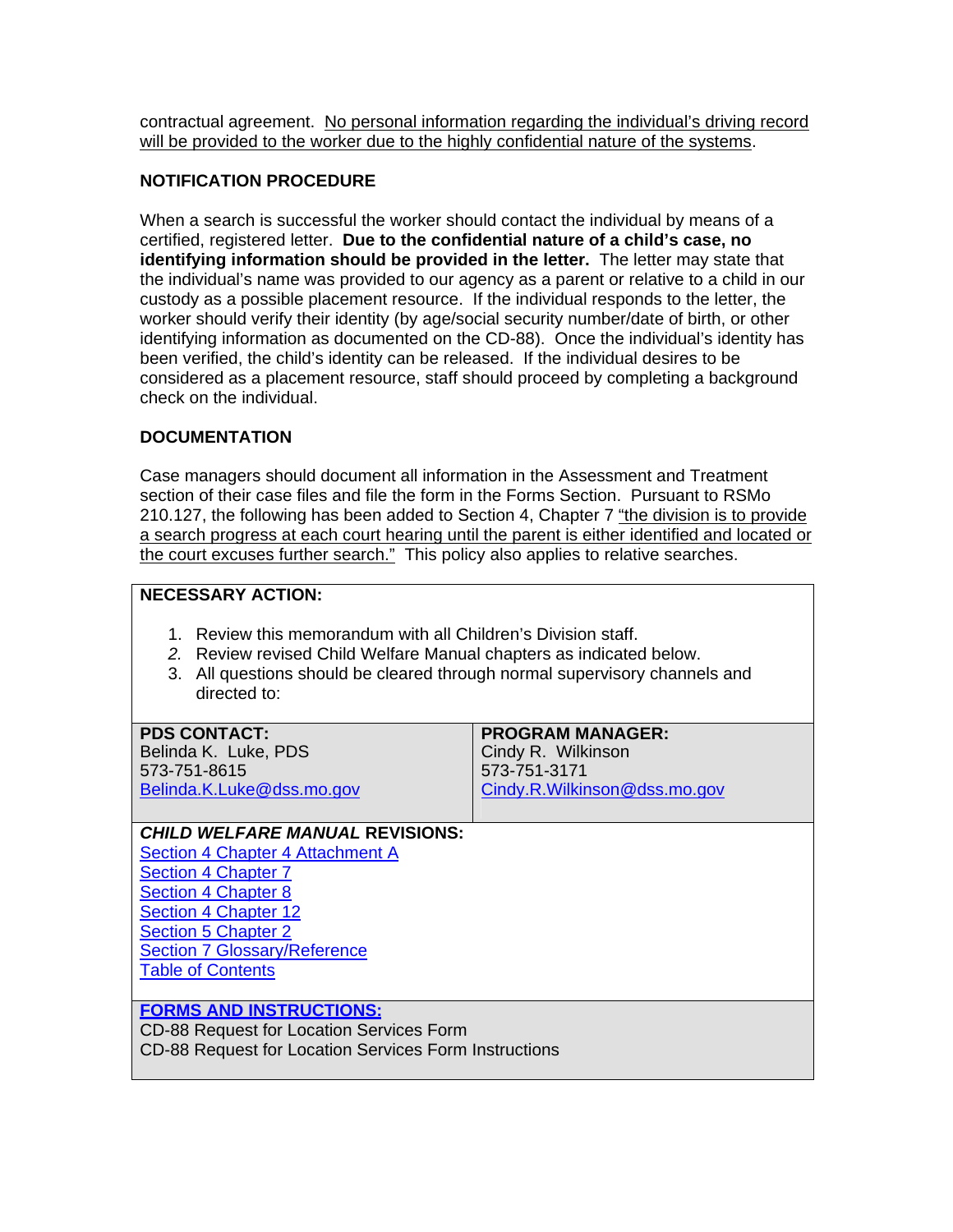contractual agreement. No personal information regarding the individual's driving record will be provided to the worker due to the highly confidential nature of the systems.

**NOTIFICATION PROCEDURE**

When a search is successful the worker should contact the individual by means of a certified, registered letter. **Due to the confidential nature of a child's case, no identifying information should be provided in the letter.** The letter may state that the individual's name was provided to our agency as a parent or relative to a child in our custody as a possible placement resource. If the individual responds to the letter, the worker should verify their identity (by age/social security number/date of birth, or other identifying information as documented on the CD-88). Once the individual's identity has been verified, the child's identity can be released. If the individual desires to be considered as a placement resource, staff should proceed by completing a background check on the individual.

**DOCUMENTATION**

Case managers should document all information in the Assessment and Treatment section of their case files and file the form in the Forms Section. Pursuant to RSMo 210.127, the following has been added to Section 4, Chapter 7 "the division is to provide a search progress at each court hearing until the parent is either identified and located or the court excuses further search." This policy also applies to relative searches.

**NECESSARY ACTION:**

1. Review this memorandum with all Children's Division staff.
2. Review revised Child Welfare Manual chapters as indicated below.
3. All questions should be cleared through normal supervisory channels and directed to:

| **PDS CONTACT:** | **PROGRAM MANAGER:** |
|---|---|
| Belinda K. Luke, PDS<br>573-751-8615<br>Belinda.K.Luke@dss.mo.gov | Cindy R. Wilkinson<br>573-751-3171<br>Cindy.R.Wilkinson@dss.mo.gov |

***CHILD WELFARE MANUAL* REVISIONS:**

Section 4 Chapter 4 Attachment A
Section 4 Chapter 7
Section 4 Chapter 8
Section 4 Chapter 12
Section 5 Chapter 2
Section 7 Glossary/Reference
Table of Contents

**FORMS AND INSTRUCTIONS:**

CD-88 Request for Location Services Form
CD-88 Request for Location Services Form Instructions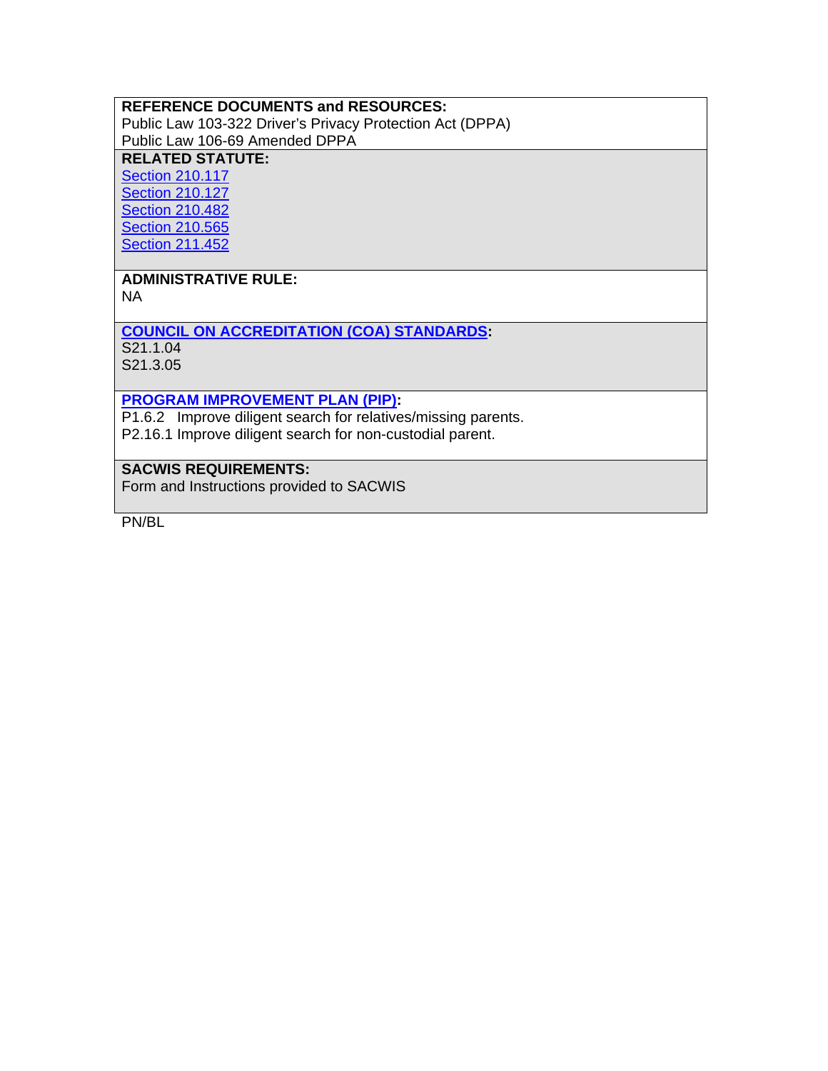**REFERENCE DOCUMENTS and RESOURCES:**
Public Law 103-322 Driver's Privacy Protection Act (DPPA)
Public Law 106-69 Amended DPPA

**RELATED STATUTE:**
Section 210.117
Section 210.127
Section 210.482
Section 210.565
Section 211.452

**ADMINISTRATIVE RULE:**
NA

**COUNCIL ON ACCREDITATION (COA) STANDARDS:**
S21.1.04
S21.3.05

**PROGRAM IMPROVEMENT PLAN (PIP):**
P1.6.2 Improve diligent search for relatives/missing parents.
P2.16.1 Improve diligent search for non-custodial parent.

**SACWIS REQUIREMENTS:**
Form and Instructions provided to SACWIS

PN/BL